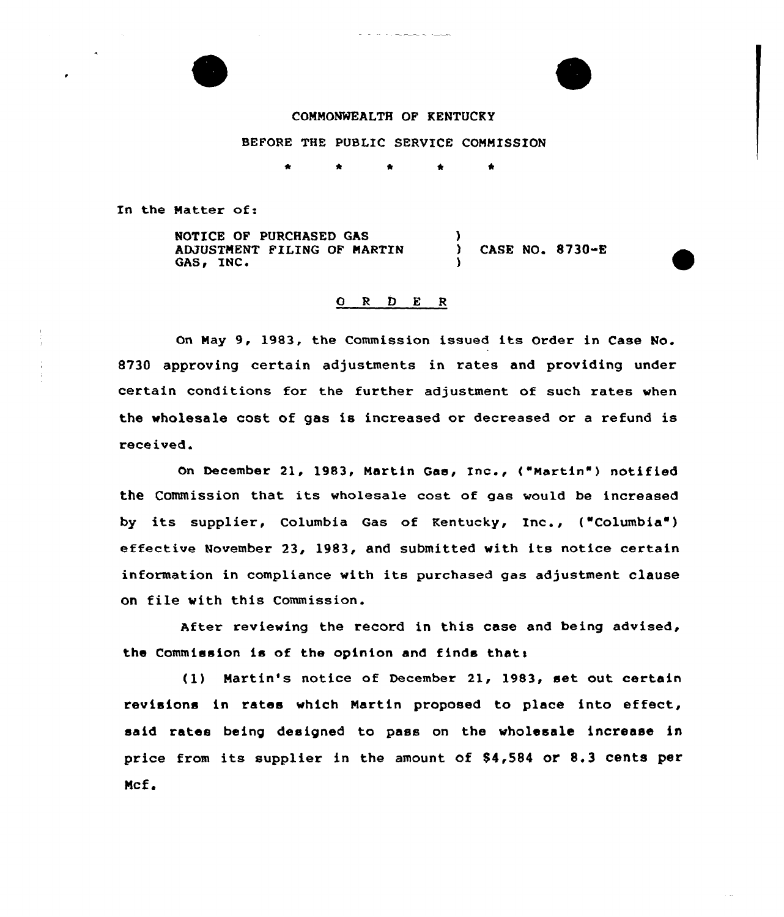COMMONWEALTH OF KENTUCKY

BEFORE THE PUBLIC SERVICE COMMISSION

\* \* \* \* \*

In the Matter of:

NOTICE OF PURCHASED GAS ADJUSTMENT FILING OF MARTIN GAS, INC. ) CASE NO. 8730-E

## O R D E R

On May 9, 1983, the Commission issued its Order in Case No. 8730 approving certain adjustments in rates and providing under certain conditions for the further adjustment of such rates when the wholesale cost of gas is increased or decreased or a refund is received.

On December 21, 1983, Martin Gas, Inc., ("Martin") notified the Commission that its wholesale cost of gas would be increased by its supplier, Columbia Gas of Kentucky, Inc., ("Columbia") effective November 23, 1983, and submitted with its notice certain information in compliance with its purchased gas adjustment clause on file with this Commission.

After reviewing the record in this case and being advised, the Commission is of the opinion and finds that:

(1) Martin's notice of December 21, 1983, set out certain revisions in rates which Martin proposed to place into effect, said rates being designed to pass on the wholesale increase in price from its supplier in the amount of $4,584 or 8.3 cents per Mcf.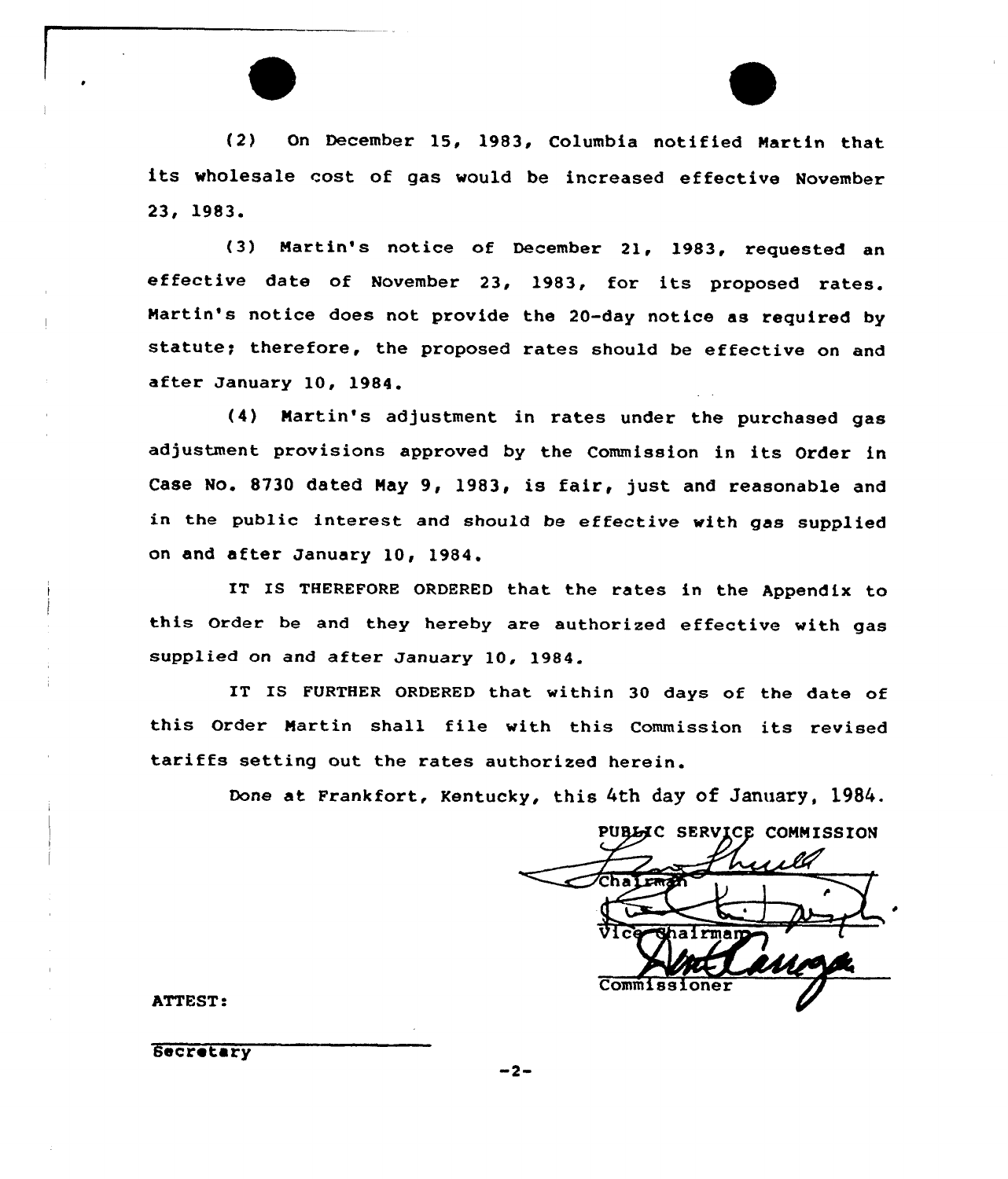(2) On December 15, 1983, Columbia notified Martin that its wholesale cost of gas would be increased effective November 23, 1983.

(3) Martin's notice of December 21, 1983, requested an effective date of November 23, 1983, for its proposed rates. Martin's notice does not provide the 20-day notice as required by statute; therefore, the proposed rates should be effective on and after January 10, 1984.

(4) Martin's adjustment in rates under the purchased gas adjustment provisions approved by the Commission in its Order in Case No. 8730 dated May 9, 1983, is fair, just and reasonable and in the public interest and should be effective with gas supplied on and after January 10, 1984.

IT IS THEREFORE ORDERED that the rates in the Appendix to this Order be and they hereby are authorized effective with gas supplied on and after January 10, 1984.

IT IS FURTHER ORDERED that within 30 days of the date of this Order Martin shall file with this Commission its revised tariffs setting out the rates authorized herein.

Done at Frankfort, Kentucky, this 4th day of January, 1984.

PUBLIC SERVICE COMMISSION

Chairman

Vice Chairman

Commissioner

ATTEST:

Secretary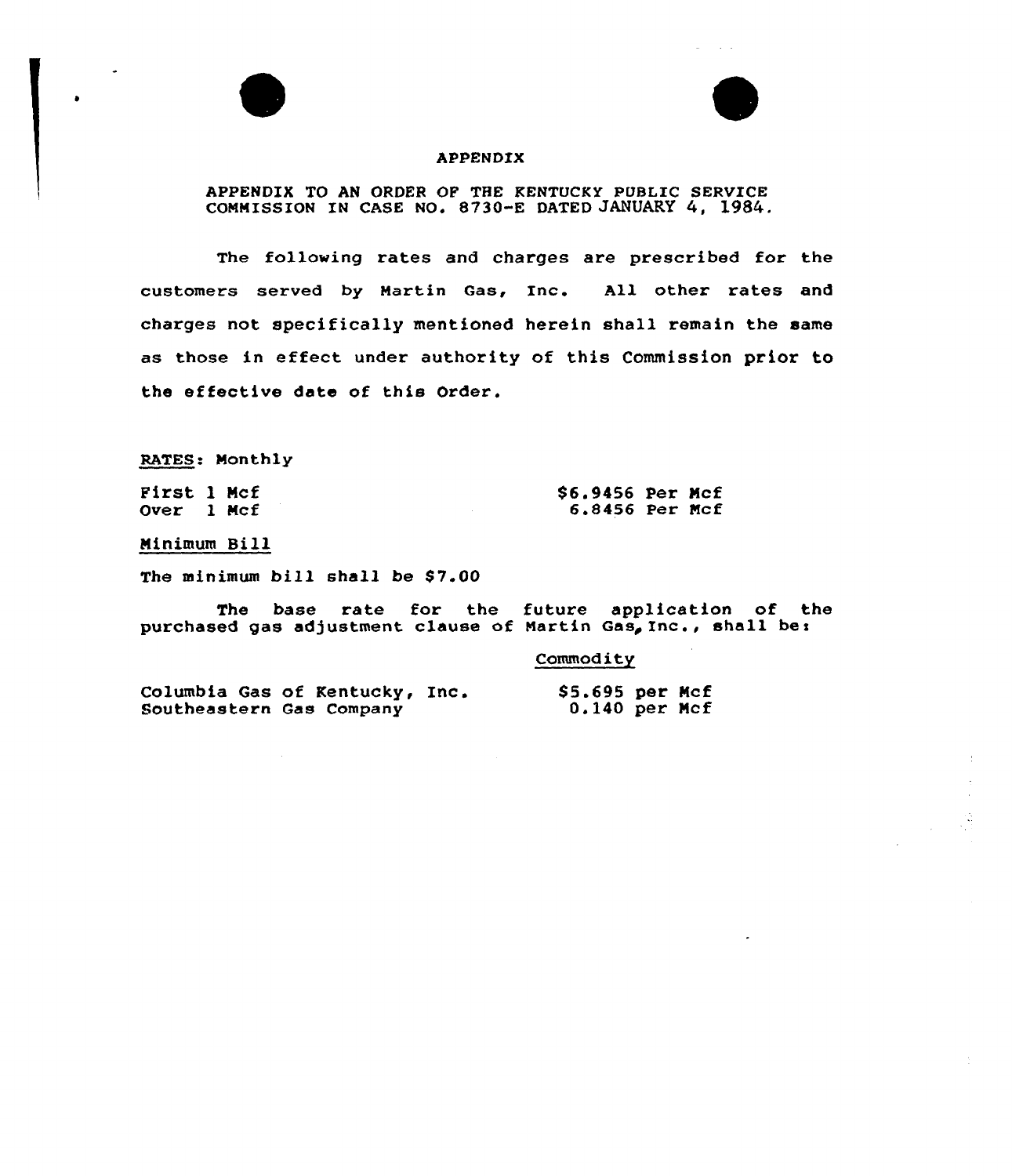# APPENDIX

APPENDIX TO AN ORDER OF THE KENTUCKY PUBLIC SERVICE COMMISSION IN CASE NO. 8730-E DATED JANUARY 4, 1984.

The following rates and charges are prescribed for the customers served by Martin Gas, Inc. All other rates and charges not specifically mentioned herein shall remain the same as those in effect under authority of this Commission prior to the effective date of this Order.

<u>RATES</u>: Monthly

| | |
|---|---|
| First 1 Mcf | $6.9456 Per Mcf |
| Over 1 Mcf | 6.8456 Per Mcf |

<u>Minimum Bill</u>

The minimum bill shall be $7.00

The base rate for the future application of the purchased gas adjustment clause of Martin Gas, Inc., shall be:

| | <u>Commodity</u> |
|---|---|
| Columbia Gas of Kentucky, Inc. | $5.695 per Mcf |
| Southeastern Gas Company | 0.140 per Mcf |